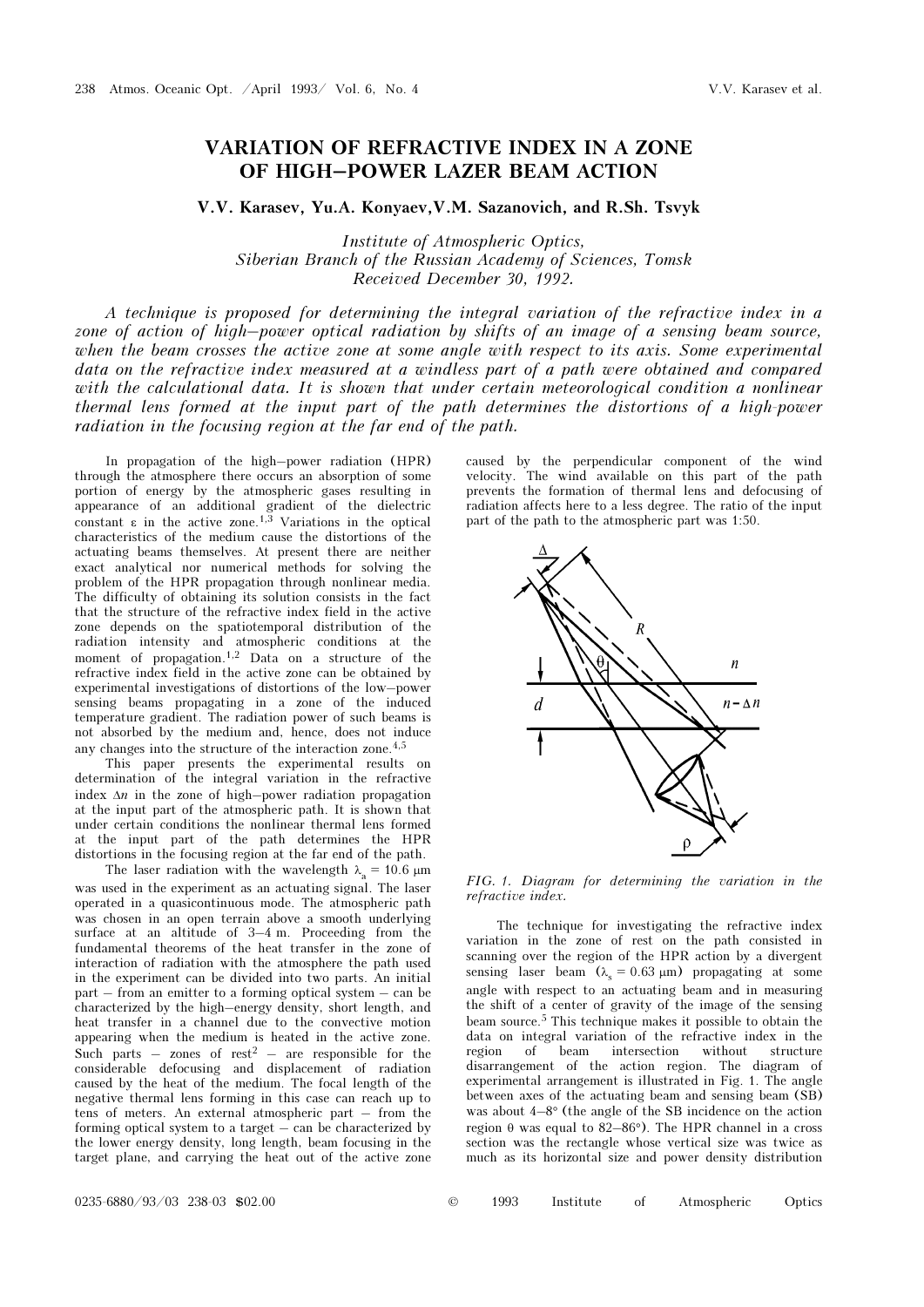# VARIATION OF REFRACTIVE INDEX IN A ZONE OF HIGH–POWER LAZER BEAM ACTION

**V.V. Karasev, Yu.A. Konyaev, V.M. Sazanovich, and R.Sh. Tsvyk**

*Institute of Atmospheric Optics,*
*Siberian Branch of the Russian Academy of Sciences, Tomsk*
*Received December 30, 1992.*

*A technique is proposed for determining the integral variation of the refractive index in a zone of action of high–power optical radiation by shifts of an image of a sensing beam source, when the beam crosses the active zone at some angle with respect to its axis. Some experimental data on the refractive index measured at a windless part of a path were obtained and compared with the calculational data. It is shown that under certain meteorological condition a nonlinear thermal lens formed at the input part of the path determines the distortions of a high-power radiation in the focusing region at the far end of the path.*

In propagation of the high–power radiation (HPR) through the atmosphere there occurs an absorption of some portion of energy by the atmospheric gases resulting in appearance of an additional gradient of the dielectric constant $\varepsilon$ in the active zone.[1,3] Variations in the optical characteristics of the medium cause the distortions of the actuating beams themselves. At present there are neither exact analytical nor numerical methods for solving the problem of the HPR propagation through nonlinear media. The difficulty of obtaining its solution consists in the fact that the structure of the refractive index field in the active zone depends on the spatiotemporal distribution of the radiation intensity and atmospheric conditions at the moment of propagation.[1,2] Data on a structure of the refractive index field in the active zone can be obtained by experimental investigations of distortions of the low–power sensing beams propagating in a zone of the induced temperature gradient. The radiation power of such beams is not absorbed by the medium and, hence, does not induce any changes into the structure of the interaction zone.[4,5]

This paper presents the experimental results on determination of the integral variation in the refractive index $\Delta n$ in the zone of high–power radiation propagation at the input part of the atmospheric path. It is shown that under certain conditions the nonlinear thermal lens formed at the input part of the path determines the HPR distortions in the focusing region at the far end of the path.

The laser radiation with the wavelength $\lambda_a = 10.6$ μm was used in the experiment as an actuating signal. The laser operated in a quasicontinuous mode. The atmospheric path was chosen in an open terrain above a smooth underlying surface at an altitude of 3–4 m. Proceeding from the fundamental theorems of the heat transfer in the zone of interaction of radiation with the atmosphere the path used in the experiment can be divided into two parts. An initial part – from an emitter to a forming optical system – can be characterized by the high–energy density, short length, and heat transfer in a channel due to the convective motion appearing when the medium is heated in the active zone. Such parts – zones of rest[2] – are responsible for the considerable defocusing and displacement of radiation caused by the heat of the medium. The focal length of the negative thermal lens forming in this case can reach up to tens of meters. An external atmospheric part – from the forming optical system to a target – can be characterized by the lower energy density, long length, beam focusing in the target plane, and carrying the heat out of the active zone caused by the perpendicular component of the wind velocity. The wind available on this part of the path prevents the formation of thermal lens and defocusing of radiation affects here to a less degree. The ratio of the input part of the path to the atmospheric part was 1:50.

FIG. 1. *Diagram for determining the variation in the refractive index.*

The technique for investigating the refractive index variation in the zone of rest on the path consisted in scanning over the region of the HPR action by a divergent sensing laser beam ($\lambda_s = 0.63$ μm) propagating at some angle with respect to an actuating beam and in measuring the shift of a center of gravity of the image of the sensing beam source.[5] This technique makes it possible to obtain the data on integral variation of the refractive index in the region of beam intersection without structure disarrangement of the action region. The diagram of experimental arrangement is illustrated in Fig. 1. The angle between axes of the actuating beam and sensing beam (SB) was about 4–8° (the angle of the SB incidence on the action region $\theta$ was equal to 82–86°). The HPR channel in a cross section was the rectangle whose vertical size was twice as much as its horizontal size and power density distribution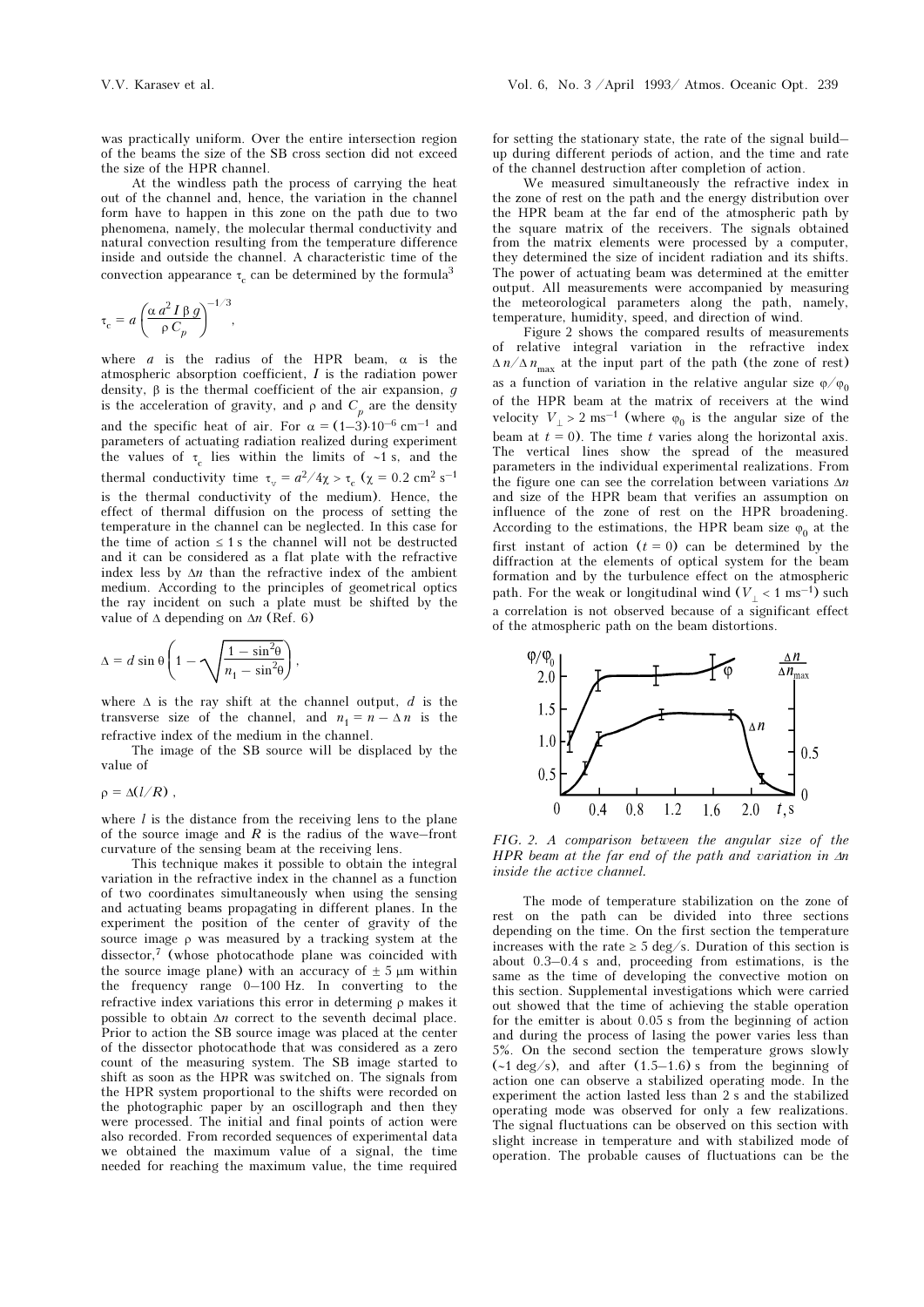was practically uniform. Over the entire intersection region of the beams the size of the SB cross section did not exceed the size of the HPR channel.

At the windless path the process of carrying the heat out of the channel and, hence, the variation in the channel form have to happen in this zone on the path due to two phenomena, namely, the molecular thermal conductivity and natural convection resulting from the temperature difference inside and outside the channel. A characteristic time of the convection appearance $\tau_c$ can be determined by the formula[3]

$$\tau_c = a\left(\frac{\alpha\, a^2 I\, \beta\, g}{\rho\, C_p}\right)^{-1/3},$$

where $a$ is the radius of the HPR beam, $\alpha$ is the atmospheric absorption coefficient, $I$ is the radiation power density, $\beta$ is the thermal coefficient of the air expansion, $g$ is the acceleration of gravity, and $\rho$ and $C_p$ are the density and the specific heat of air. For $\alpha = (1\text{–}3)\cdot 10^{-6}$ cm$^{-1}$ and parameters of actuating radiation realized during experiment the values of $\tau_c$ lies within the limits of ~1 s, and the thermal conductivity time $\tau_v = a^2/4\chi > \tau_c$ ($\chi = 0.2$ cm$^2$ s$^{-1}$ is the thermal conductivity of the medium). Hence, the effect of thermal diffusion on the process of setting the temperature in the channel can be neglected. In this case for the time of action ≤ 1 s the channel will not be destructed and it can be considered as a flat plate with the refractive index less by $\Delta n$ than the refractive index of the ambient medium. According to the principles of geometrical optics the ray incident on such a plate must be shifted by the value of $\Delta$ depending on $\Delta n$ (Ref. 6)

$$\Delta = d \sin\theta \left(1 - \sqrt{\frac{1-\sin^2\theta}{n_1 - \sin^2\theta}}\right),$$

where $\Delta$ is the ray shift at the channel output, $d$ is the transverse size of the channel, and $n_1 = n - \Delta n$ is the refractive index of the medium in the channel.

The image of the SB source will be displaced by the value of

$$\rho = \Delta(l/R)\,,$$

where $l$ is the distance from the receiving lens to the plane of the source image and $R$ is the radius of the wave–front curvature of the sensing beam at the receiving lens.

This technique makes it possible to obtain the integral variation in the refractive index in the channel as a function of two coordinates simultaneously when using the sensing and actuating beams propagating in different planes. In the experiment the position of the center of gravity of the source image $\rho$ was measured by a tracking system at the dissector,[7] (whose photocathode plane was coincided with the source image plane) with an accuracy of ± 5 μm within the frequency range 0–100 Hz. In converting to the refractive index variations this error in determining $\rho$ makes it possible to obtain $\Delta n$ correct to the seventh decimal place. Prior to action the SB source image was placed at the center of the dissector photocathode that was considered as a zero count of the measuring system. The SB image started to shift as soon as the HPR was switched on. The signals from the HPR system proportional to the shifts were recorded on the photographic paper by an oscillograph and then they were processed. The initial and final points of action were also recorded. From recorded sequences of experimental data we obtained the maximum value of a signal, the time needed for reaching the maximum value, the time required for setting the stationary state, the rate of the signal build–up during different periods of action, and the time and rate of the channel destruction after completion of action.

We measured simultaneously the refractive index in the zone of rest on the path and the energy distribution over the HPR beam at the far end of the atmospheric path by the square matrix of the receivers. The signals obtained from the matrix elements were processed by a computer, they determined the size of incident radiation and its shifts. The power of actuating beam was determined at the emitter output. All measurements were accompanied by measuring the meteorological parameters along the path, namely, temperature, humidity, speed, and direction of wind.

Figure 2 shows the compared results of measurements of relative integral variation in the refractive index $\Delta n/\Delta n_{\max}$ at the input part of the path (the zone of rest) as a function of variation in the relative angular size $\varphi/\varphi_0$ of the HPR beam at the matrix of receivers at the wind velocity $V_\perp > 2$ ms$^{-1}$ (where $\varphi_0$ is the angular size of the beam at $t = 0$). The time $t$ varies along the horizontal axis. The vertical lines show the spread of the measured parameters in the individual experimental realizations. From the figure one can see the correlation between variations $\Delta n$ and size of the HPR beam that verifies an assumption on influence of the zone of rest on the HPR broadening. According to the estimations, the HPR beam size $\varphi_0$ at the first instant of action ($t = 0$) can be determined by the diffraction at the elements of optical system for the beam formation and by the turbulence effect on the atmospheric path. For the weak or longitudinal wind ($V_\perp < 1$ ms$^{-1}$) such a correlation is not observed because of a significant effect of the atmospheric path on the beam distortions.

*FIG. 2. A comparison between the angular size of the HPR beam at the far end of the path and variation in $\Delta n$ inside the active channel.*

The mode of temperature stabilization on the zone of rest on the path can be divided into three sections depending on the time. On the first section the temperature increases with the rate ≥ 5 deg/s. Duration of this section is about 0.3–0.4 s and, proceeding from estimations, is the same as the time of developing the convective motion on this section. Supplemental investigations which were carried out showed that the time of achieving the stable operation for the emitter is about 0.05 s from the beginning of action and during the process of lasing the power varies less than 5%. On the second section the temperature grows slowly (~1 deg/s), and after (1.5–1.6) s from the beginning of action one can observe a stabilized operating mode. In the experiment the action lasted less than 2 s and the stabilized operating mode was observed for only a few realizations. The signal fluctuations can be observed on this section with slight increase in temperature and with stabilized mode of operation. The probable causes of fluctuations can be the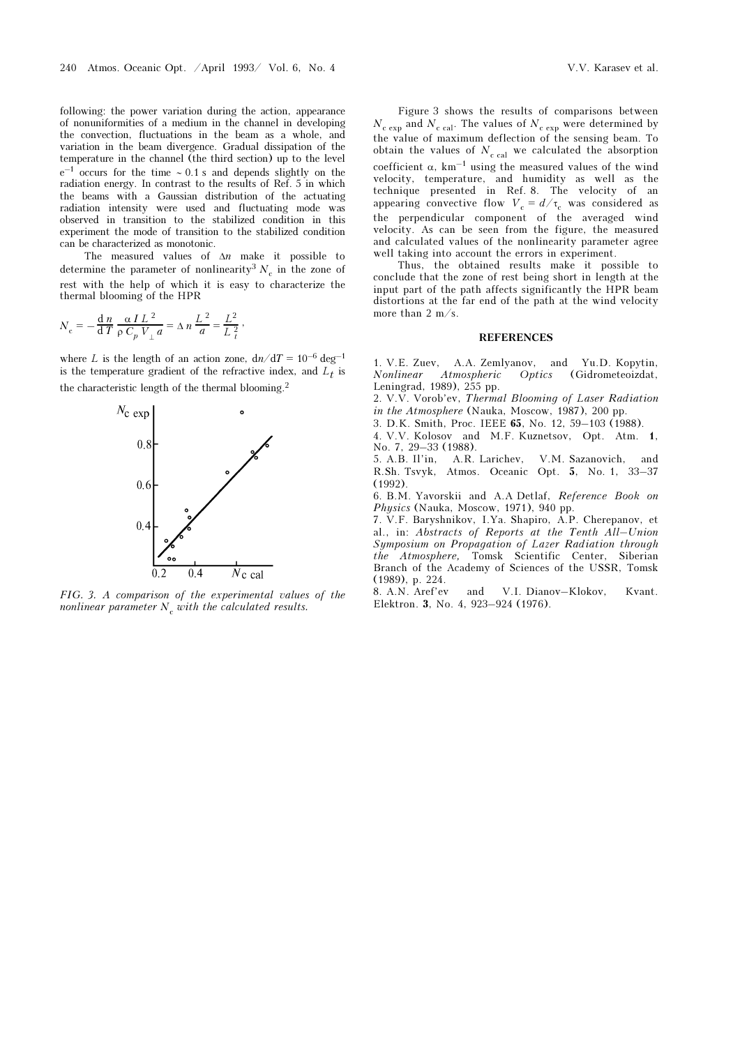following: the power variation during the action, appearance of nonuniformities of a medium in the channel in developing the convection, fluctuations in the beam as a whole, and variation in the beam divergence. Gradual dissipation of the temperature in the channel (the third section) up to the level $e^{-1}$ occurs for the time ~ 0.1 s and depends slightly on the radiation energy. In contrast to the results of Ref. 5 in which the beams with a Gaussian distribution of the actuating radiation intensity were used and fluctuating mode was observed in transition to the stabilized condition in this experiment the mode of transition to the stabilized condition can be characterized as monotonic.

The measured values of $\Delta n$ make it possible to determine the parameter of nonlinearity[3] $N_c$ in the zone of rest with the help of which it is easy to characterize the thermal blooming of the HPR

$$N_c = -\frac{\mathrm{d}\,n}{\mathrm{d}\,T}\,\frac{\alpha\,I\,L^2}{\rho\,C_p\,V_\perp\,a} = \Delta\,n\,\frac{L^2}{a} = \frac{L^2}{L_t^2},$$

where $L$ is the length of an action zone, $\mathrm{d}n/\mathrm{d}T = 10^{-6}\ \mathrm{deg}^{-1}$ is the temperature gradient of the refractive index, and $L_t$ is the characteristic length of the thermal blooming.[2]

$N_{c\ exp}$
0.8
0.6
0.4
0.2
0.4
$N_{c\ cal}$

*FIG. 3. A comparison of the experimental values of the nonlinear parameter $N_c$ with the calculated results.*

Figure 3 shows the results of comparisons between $N_{c\ exp}$ and $N_{c\ cal}$. The values of $N_{c\ exp}$ were determined by the value of maximum deflection of the sensing beam. To obtain the values of $N_{c\ cal}$ we calculated the absorption coefficient $\alpha$, $\mathrm{km}^{-1}$ using the measured values of the wind velocity, temperature, and humidity as well as the technique presented in Ref. 8. The velocity of an appearing convective flow $V_c = d/\tau_c$ was considered as the perpendicular component of the averaged wind velocity. As can be seen from the figure, the measured and calculated values of the nonlinearity parameter agree well taking into account the errors in experiment.

Thus, the obtained results make it possible to conclude that the zone of rest being short in length at the input part of the path affects significantly the HPR beam distortions at the far end of the path at the wind velocity more than 2 m/s.

## REFERENCES

1. V.E. Zuev, A.A. Zemlyanov, and Yu.D. Kopytin, *Nonlinear Atmospheric Optics* (Gidrometeoizdat, Leningrad, 1989), 255 pp.
2. V.V. Vorob'ev, *Thermal Blooming of Laser Radiation in the Atmosphere* (Nauka, Moscow, 1987), 200 pp.
3. D.K. Smith, Proc. IEEE **65**, No. 12, 59–103 (1988).
4. V.V. Kolosov and M.F. Kuznetsov, Opt. Atm. **1**, No. 7, 29–33 (1988).
5. A.B. Il'in, A.R. Larichev, V.M. Sazanovich, and R.Sh. Tsvyk, Atmos. Oceanic Opt. **5**, No. 1, 33–37 (1992).
6. B.M. Yavorskii and A.A Detlaf, *Reference Book on Physics* (Nauka, Moscow, 1971), 940 pp.
7. V.F. Baryshnikov, I.Ya. Shapiro, A.P. Cherepanov, et al., in: *Abstracts of Reports at the Tenth All–Union Symposium on Propagation of Lazer Radiation through the Atmosphere,* Tomsk Scientific Center, Siberian Branch of the Academy of Sciences of the USSR, Tomsk (1989), p. 224.
8. A.N. Aref'ev and V.I. Dianov–Klokov, Kvant. Elektron. **3**, No. 4, 923–924 (1976).